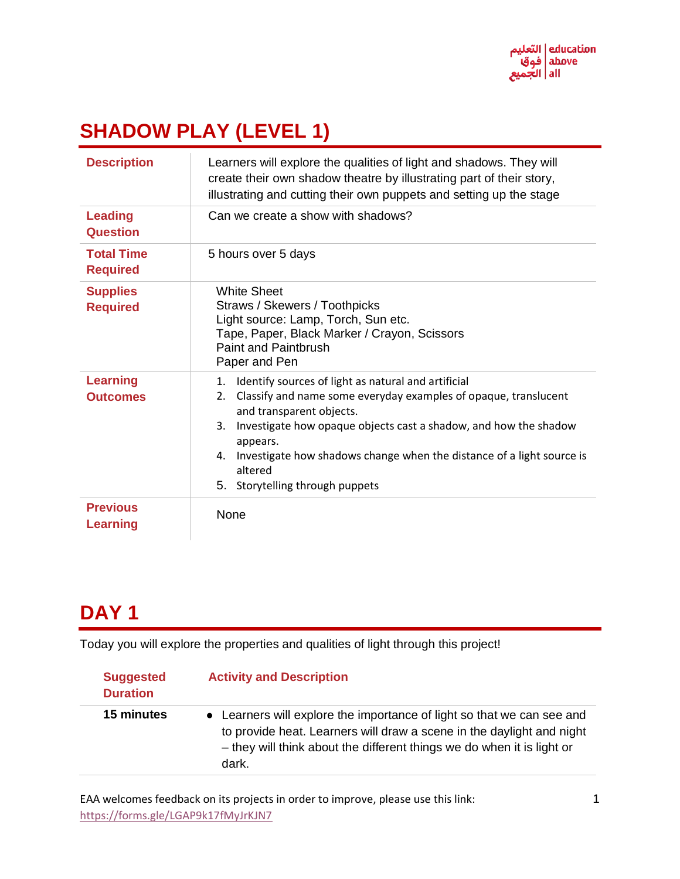# SHADOW PLAY (LEVEL 1)

| | |
|---|---|
| **Description** | Learners will explore the qualities of light and shadows. They will create their own shadow theatre by illustrating part of their story, illustrating and cutting their own puppets and setting up the stage |
| **Leading Question** | Can we create a show with shadows? |
| **Total Time Required** | 5 hours over 5 days |
| **Supplies Required** | White Sheet<br>Straws / Skewers / Toothpicks<br>Light source: Lamp, Torch, Sun etc.<br>Tape, Paper, Black Marker / Crayon, Scissors<br>Paint and Paintbrush<br>Paper and Pen |
| **Learning Outcomes** | 1. Identify sources of light as natural and artificial<br>2. Classify and name some everyday examples of opaque, translucent and transparent objects.<br>3. Investigate how opaque objects cast a shadow, and how the shadow appears.<br>4. Investigate how shadows change when the distance of a light source is altered<br>5. Storytelling through puppets |
| **Previous Learning** | None |

# DAY 1

Today you will explore the properties and qualities of light through this project!

| Suggested Duration | Activity and Description |
|---|---|
| **15 minutes** | • Learners will explore the importance of light so that we can see and to provide heat. Learners will draw a scene in the daylight and night – they will think about the different things we do when it is light or dark. |

EAA welcomes feedback on its projects in order to improve, please use this link: https://forms.gle/LGAP9k17fMyJrKJN7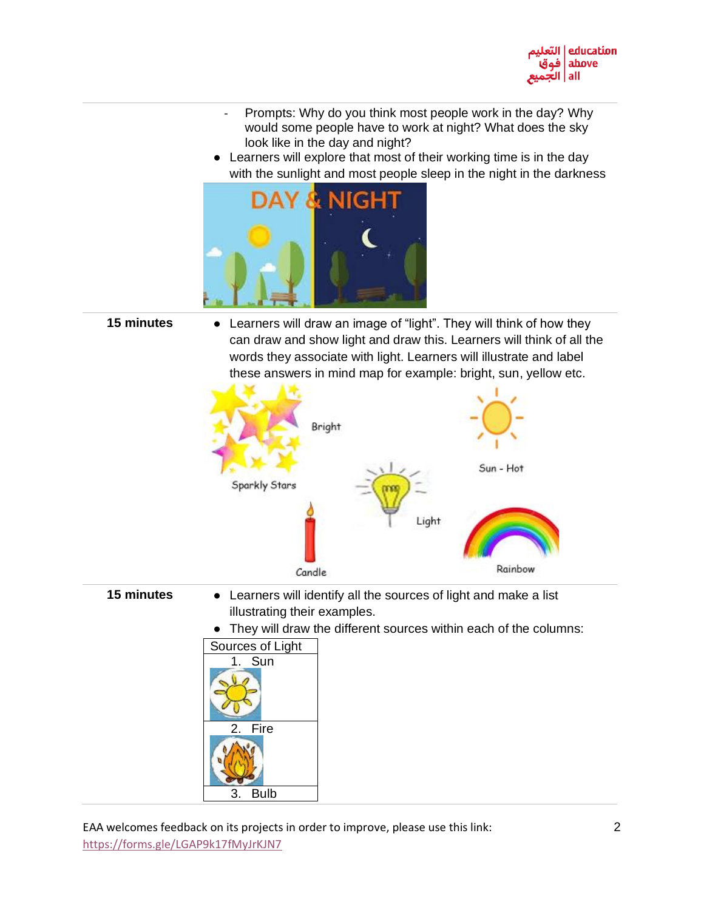- Prompts: Why do you think most people work in the day? Why would some people have to work at night? What does the sky look like in the day and night?

- Learners will explore that most of their working time is in the day with the sunlight and most people sleep in the night in the darkness

**15 minutes**

- Learners will draw an image of “light”. They will think of how they can draw and show light and draw this. Learners will think of all the words they associate with light. Learners will illustrate and label these answers in mind map for example: bright, sun, yellow etc.

**15 minutes**

- Learners will identify all the sources of light and make a list illustrating their examples.
- They will draw the different sources within each of the columns:

| Sources of Light |
| --- |
| 1. Sun |
| 2. Fire |
| 3. Bulb |

EAA welcomes feedback on its projects in order to improve, please use this link: https://forms.gle/LGAP9k17fMyJrKJN7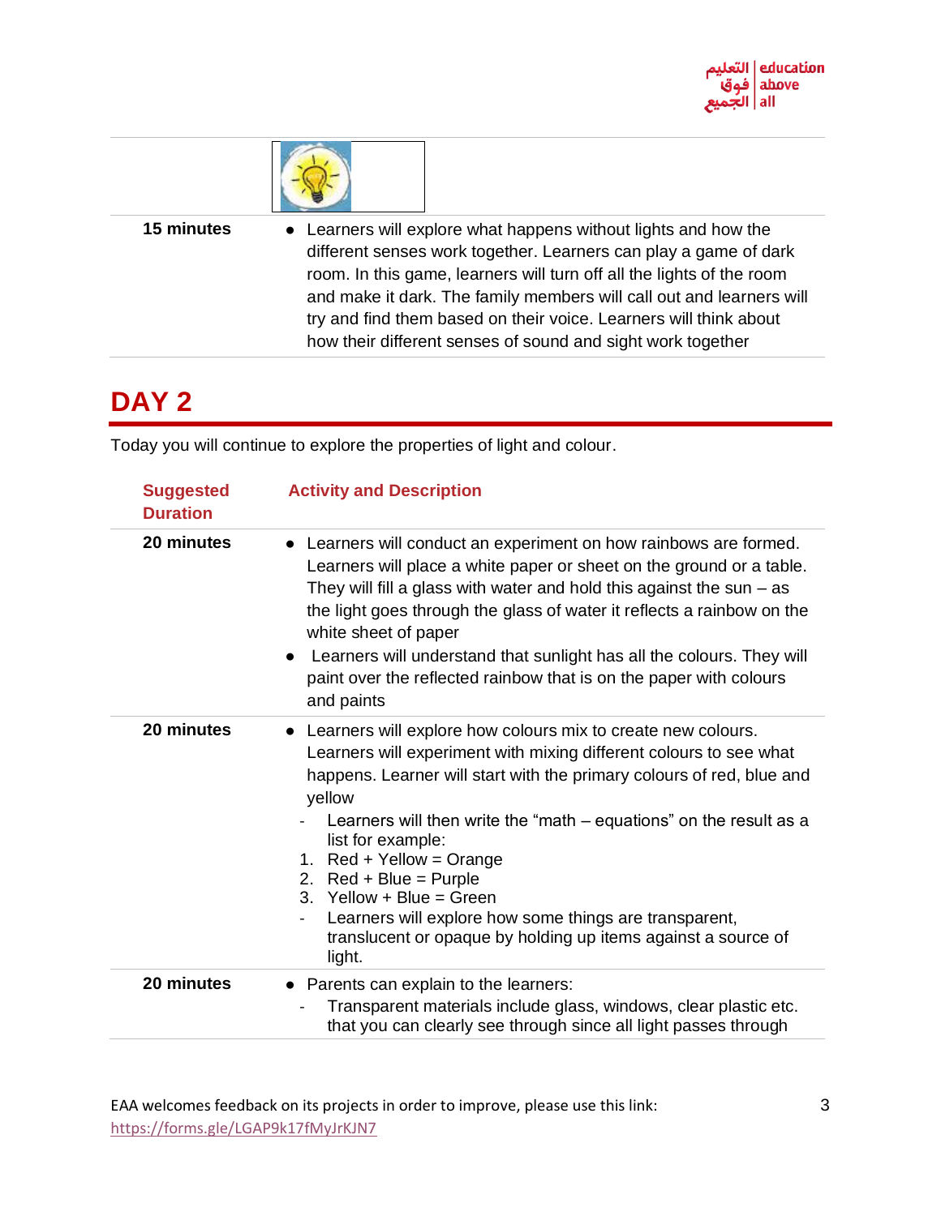| | |
|---|---|
| 15 minutes | • Learners will explore what happens without lights and how the different senses work together. Learners can play a game of dark room. In this game, learners will turn off all the lights of the room and make it dark. The family members will call out and learners will try and find them based on their voice. Learners will think about how their different senses of sound and sight work together |

## DAY 2

Today you will continue to explore the properties of light and colour.

| Suggested Duration | Activity and Description |
|---|---|
| 20 minutes | • Learners will conduct an experiment on how rainbows are formed. Learners will place a white paper or sheet on the ground or a table. They will fill a glass with water and hold this against the sun – as the light goes through the glass of water it reflects a rainbow on the white sheet of paper<br>• Learners will understand that sunlight has all the colours. They will paint over the reflected rainbow that is on the paper with colours and paints |
| 20 minutes | • Learners will explore how colours mix to create new colours. Learners will experiment with mixing different colours to see what happens. Learner will start with the primary colours of red, blue and yellow<br>- Learners will then write the "math – equations" on the result as a list for example:<br>1. Red + Yellow = Orange<br>2. Red + Blue = Purple<br>3. Yellow + Blue = Green<br>- Learners will explore how some things are transparent, translucent or opaque by holding up items against a source of light. |
| 20 minutes | • Parents can explain to the learners:<br>- Transparent materials include glass, windows, clear plastic etc. that you can clearly see through since all light passes through |

EAA welcomes feedback on its projects in order to improve, please use this link: https://forms.gle/LGAP9k17fMyJrKJN7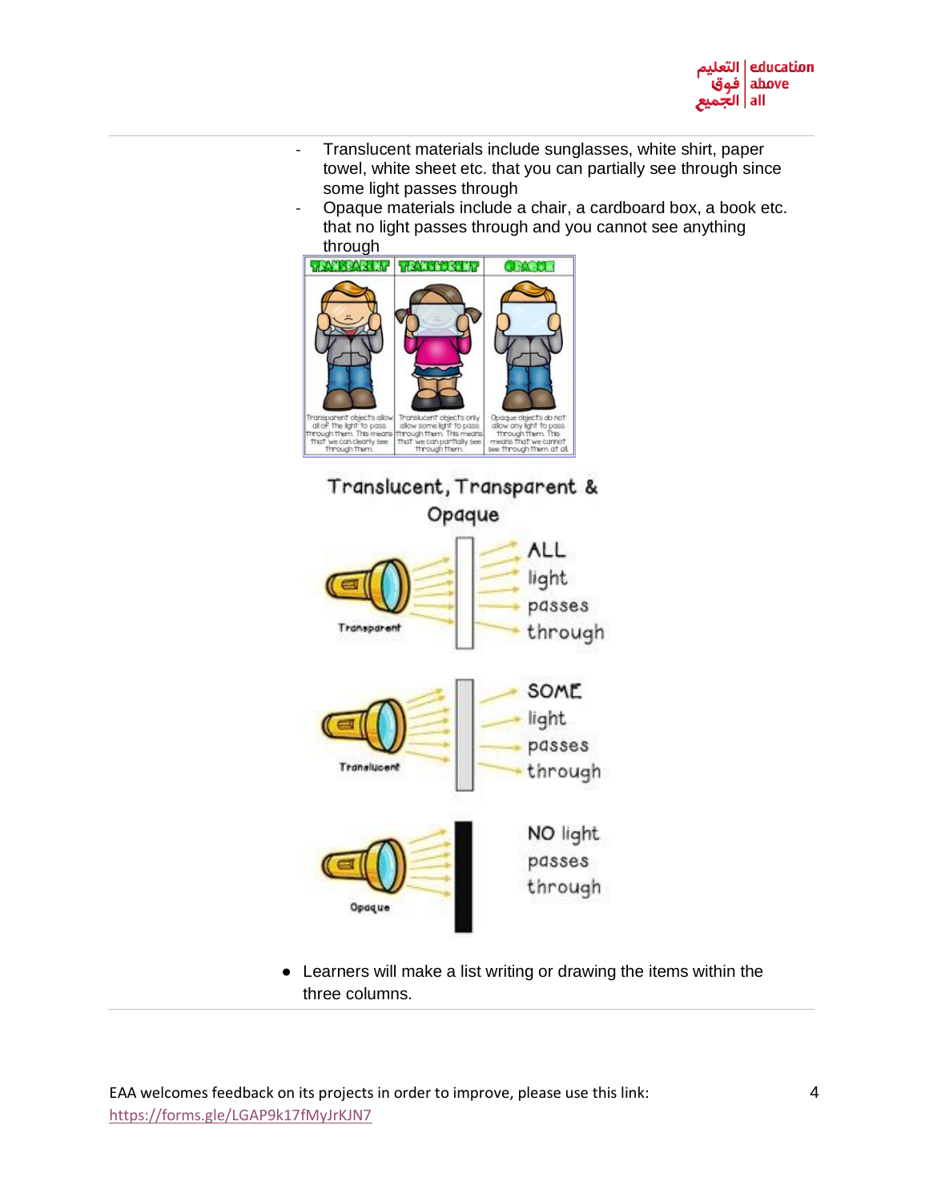- Translucent materials include sunglasses, white shirt, paper towel, white sheet etc. that you can partially see through since some light passes through
- Opaque materials include a chair, a cardboard box, a book etc. that no light passes through and you cannot see anything through

● Learners will make a list writing or drawing the items within the three columns.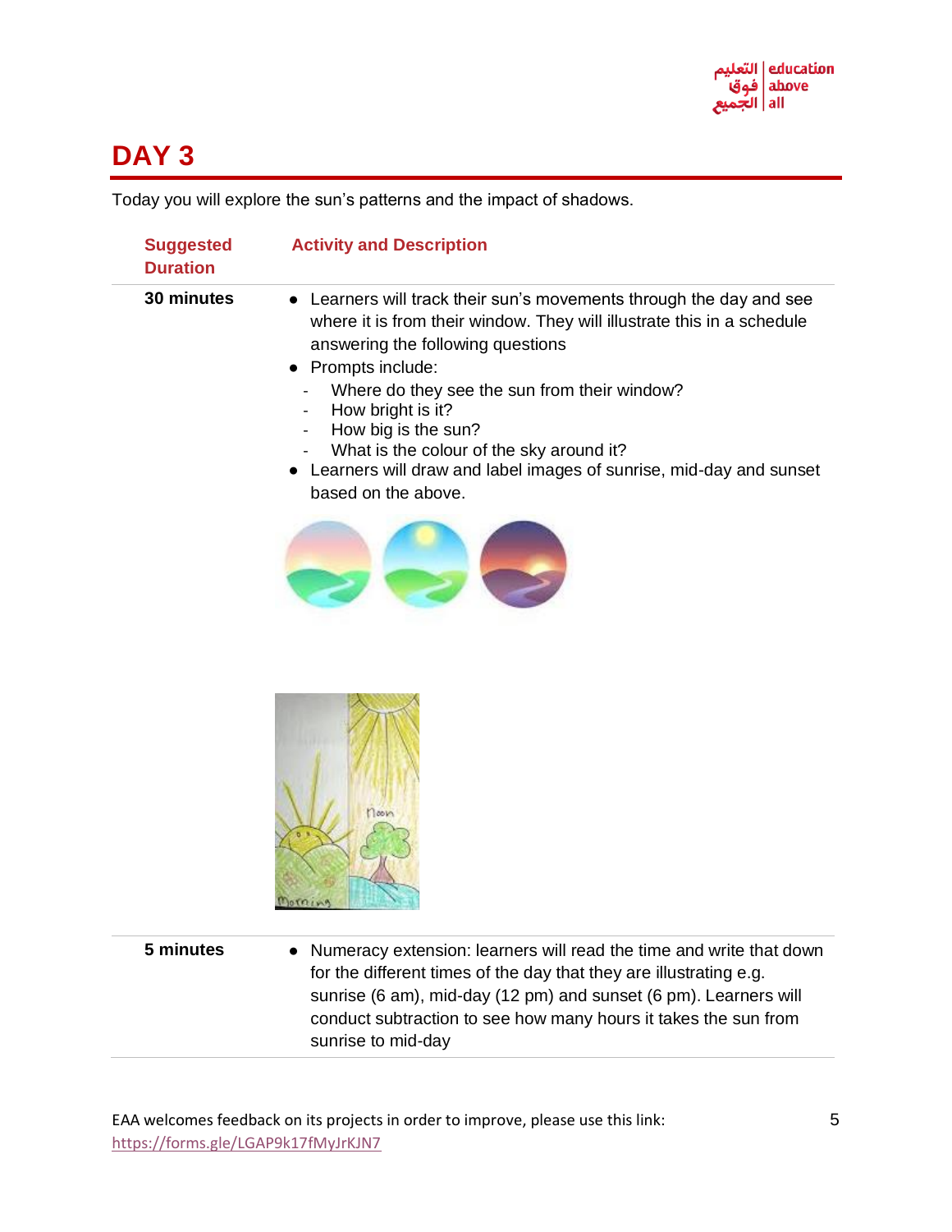# DAY 3

Today you will explore the sun's patterns and the impact of shadows.

| Suggested Duration | Activity and Description |
|---|---|
| **30 minutes** | ● Learners will track their sun's movements through the day and see where it is from their window. They will illustrate this in a schedule answering the following questions<br>● Prompts include:<br>- Where do they see the sun from their window?<br>- How bright is it?<br>- How big is the sun?<br>- What is the colour of the sky around it?<br>● Learners will draw and label images of sunrise, mid-day and sunset based on the above. |
| **5 minutes** | ● Numeracy extension: learners will read the time and write that down for the different times of the day that they are illustrating e.g. sunrise (6 am), mid-day (12 pm) and sunset (6 pm). Learners will conduct subtraction to see how many hours it takes the sun from sunrise to mid-day |

EAA welcomes feedback on its projects in order to improve, please use this link: https://forms.gle/LGAP9k17fMyJrKJN7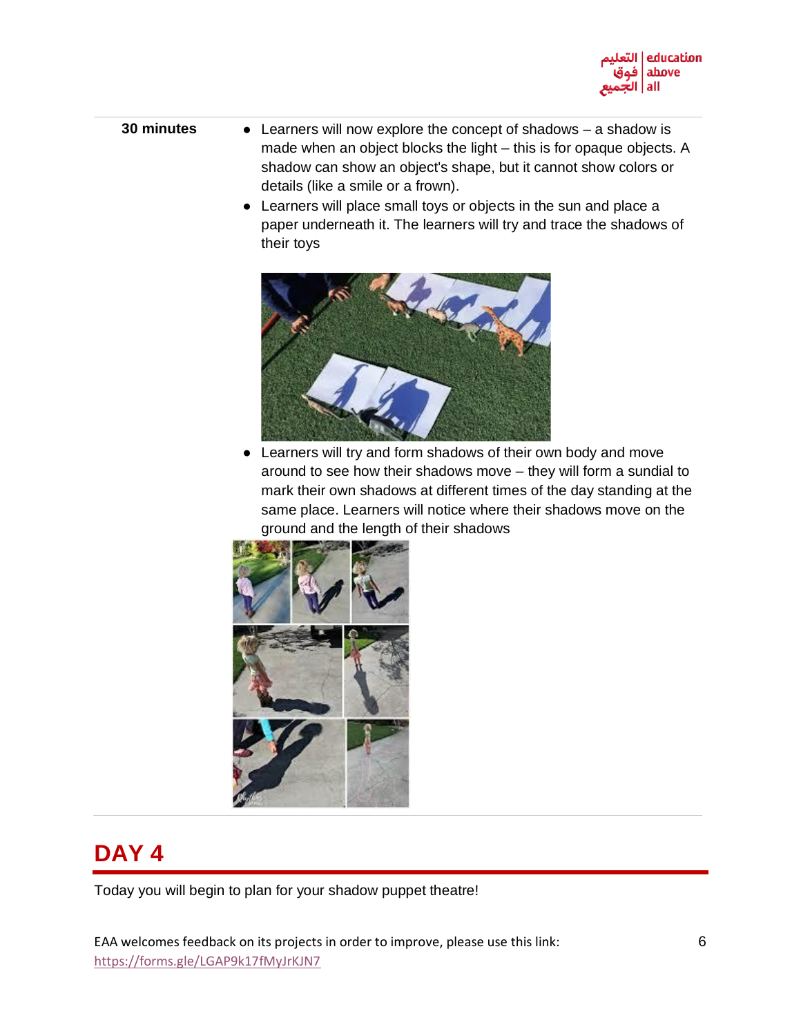| | |
|---|---|
| **30 minutes** | ● Learners will now explore the concept of shadows – a shadow is made when an object blocks the light – this is for opaque objects. A shadow can show an object's shape, but it cannot show colors or details (like a smile or a frown).<br>● Learners will place small toys or objects in the sun and place a paper underneath it. The learners will try and trace the shadows of their toys<br>● Learners will try and form shadows of their own body and move around to see how their shadows move – they will form a sundial to mark their own shadows at different times of the day standing at the same place. Learners will notice where their shadows move on the ground and the length of their shadows |

# DAY 4

Today you will begin to plan for your shadow puppet theatre!

EAA welcomes feedback on its projects in order to improve, please use this link: https://forms.gle/LGAP9k17fMyJrKJN7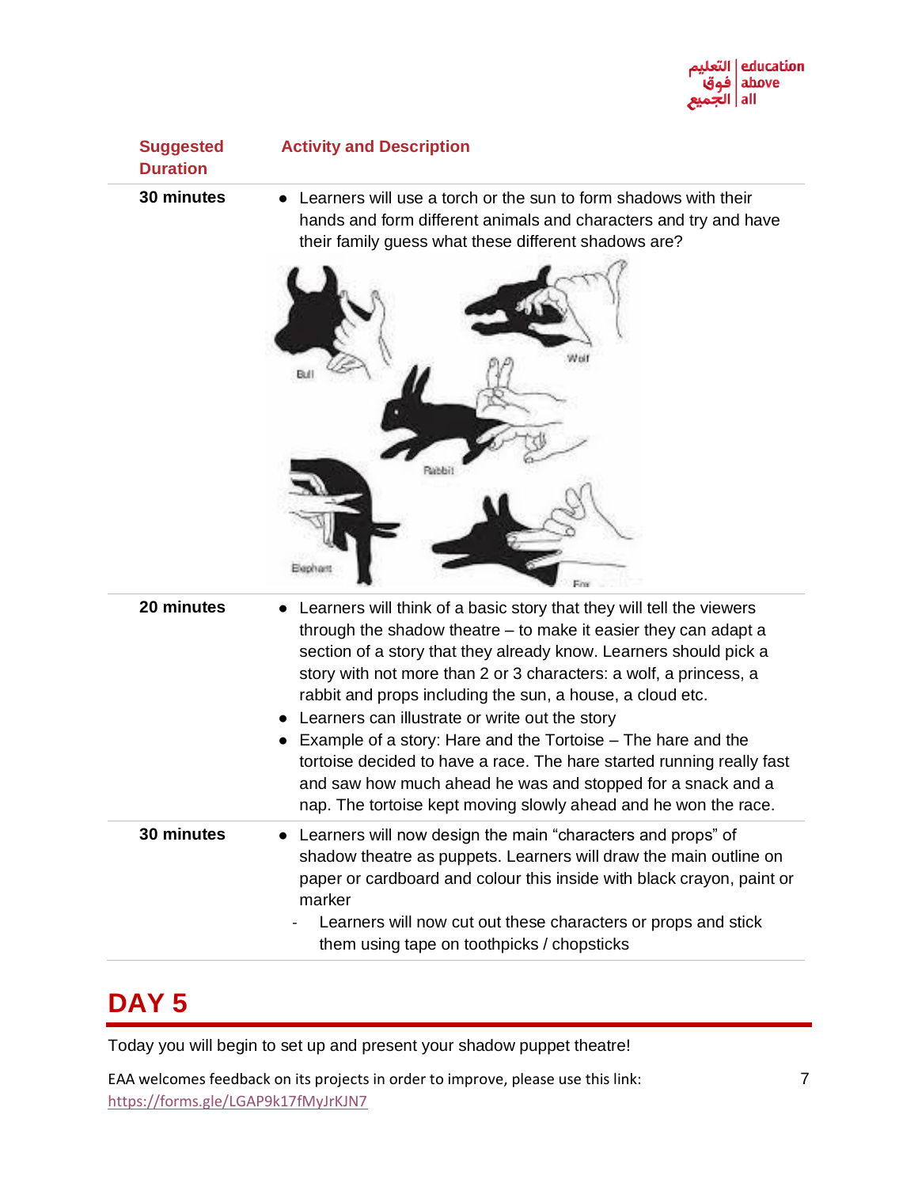| Suggested Duration | Activity and Description |
|---|---|
| **30 minutes** | • Learners will use a torch or the sun to form shadows with their hands and form different animals and characters and try and have their family guess what these different shadows are? |
| **20 minutes** | • Learners will think of a basic story that they will tell the viewers through the shadow theatre – to make it easier they can adapt a section of a story that they already know. Learners should pick a story with not more than 2 or 3 characters: a wolf, a princess, a rabbit and props including the sun, a house, a cloud etc.<br>• Learners can illustrate or write out the story<br>• Example of a story: Hare and the Tortoise – The hare and the tortoise decided to have a race. The hare started running really fast and saw how much ahead he was and stopped for a snack and a nap. The tortoise kept moving slowly ahead and he won the race. |
| **30 minutes** | • Learners will now design the main “characters and props” of shadow theatre as puppets. Learners will draw the main outline on paper or cardboard and colour this inside with black crayon, paint or marker<br>- Learners will now cut out these characters or props and stick them using tape on toothpicks / chopsticks |

# DAY 5

Today you will begin to set up and present your shadow puppet theatre!

EAA welcomes feedback on its projects in order to improve, please use this link: https://forms.gle/LGAP9k17fMyJrKJN7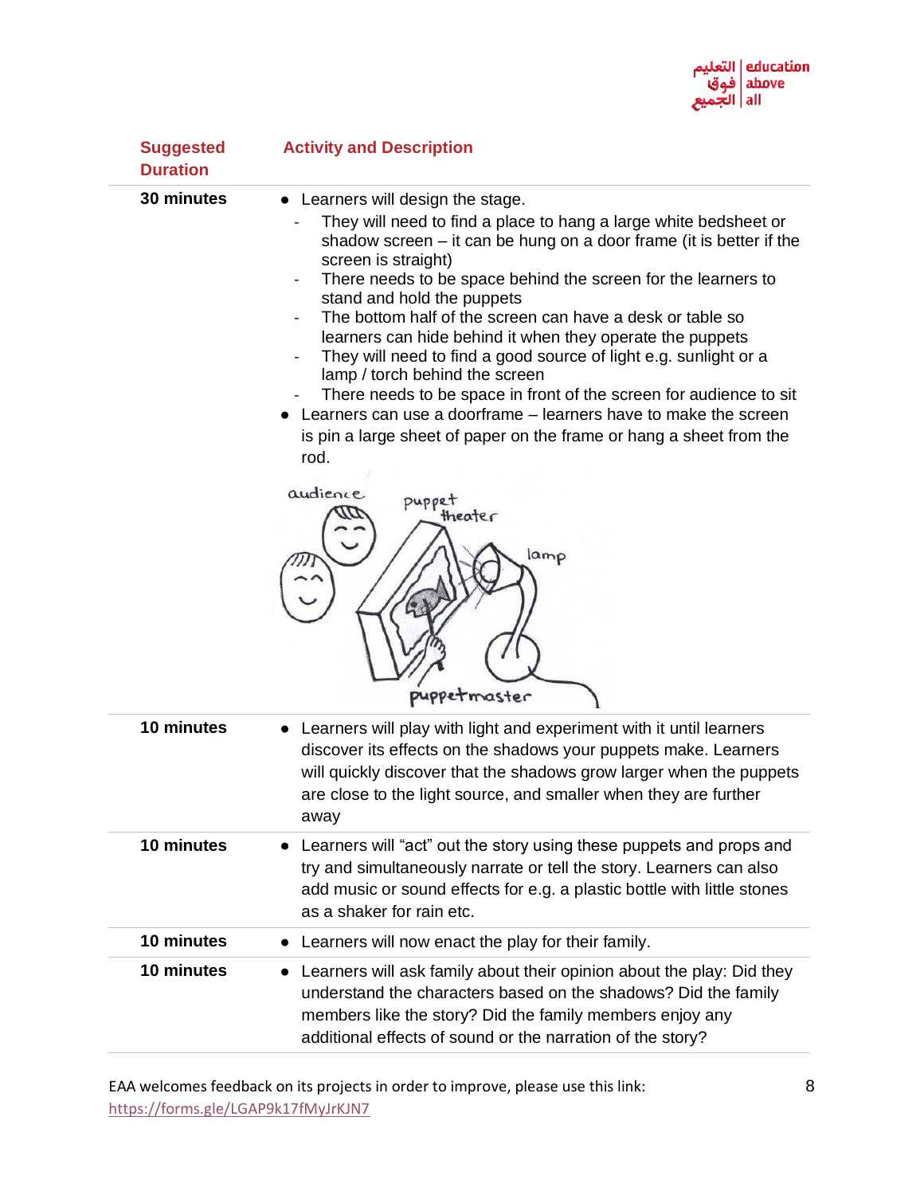| Suggested Duration | Activity and Description |
|---|---|
| **30 minutes** | • Learners will design the stage.<br>- They will need to find a place to hang a large white bedsheet or shadow screen – it can be hung on a door frame (it is better if the screen is straight)<br>- There needs to be space behind the screen for the learners to stand and hold the puppets<br>- The bottom half of the screen can have a desk or table so learners can hide behind it when they operate the puppets<br>- They will need to find a good source of light e.g. sunlight or a lamp / torch behind the screen<br>- There needs to be space in front of the screen for audience to sit<br>• Learners can use a doorframe – learners have to make the screen is pin a large sheet of paper on the frame or hang a sheet from the rod. |
| **10 minutes** | • Learners will play with light and experiment with it until learners discover its effects on the shadows your puppets make. Learners will quickly discover that the shadows grow larger when the puppets are close to the light source, and smaller when they are further away |
| **10 minutes** | • Learners will "act" out the story using these puppets and props and try and simultaneously narrate or tell the story. Learners can also add music or sound effects for e.g. a plastic bottle with little stones as a shaker for rain etc. |
| **10 minutes** | • Learners will now enact the play for their family. |
| **10 minutes** | • Learners will ask family about their opinion about the play: Did they understand the characters based on the shadows? Did the family members like the story? Did the family members enjoy any additional effects of sound or the narration of the story? |

EAA welcomes feedback on its projects in order to improve, please use this link: https://forms.gle/LGAP9k17fMyJrKJN7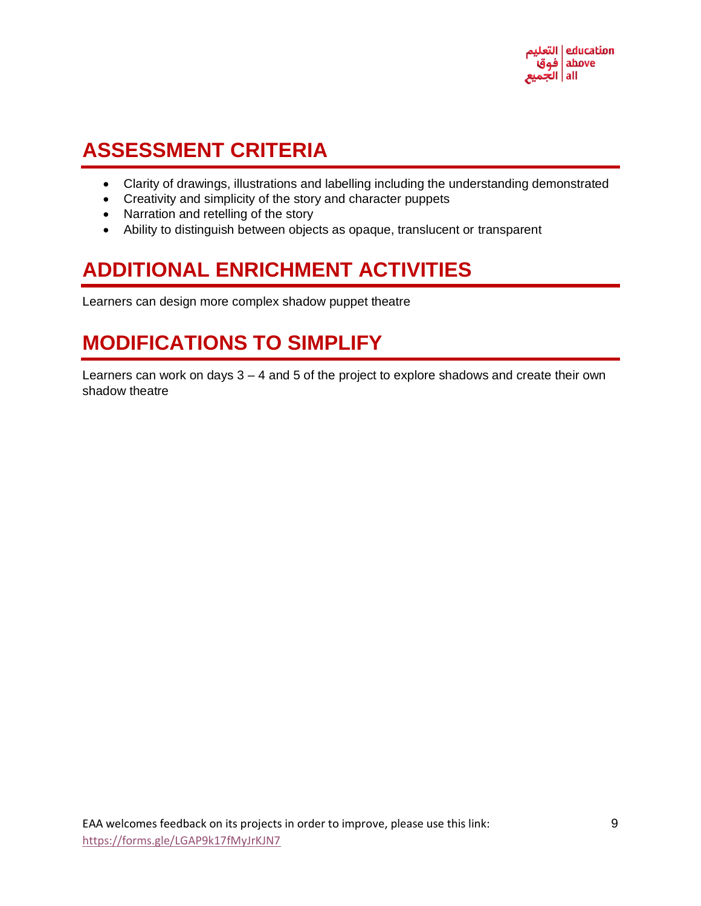## ASSESSMENT CRITERIA

- Clarity of drawings, illustrations and labelling including the understanding demonstrated
- Creativity and simplicity of the story and character puppets
- Narration and retelling of the story
- Ability to distinguish between objects as opaque, translucent or transparent

## ADDITIONAL ENRICHMENT ACTIVITIES

Learners can design more complex shadow puppet theatre

## MODIFICATIONS TO SIMPLIFY

Learners can work on days 3 – 4 and 5 of the project to explore shadows and create their own shadow theatre